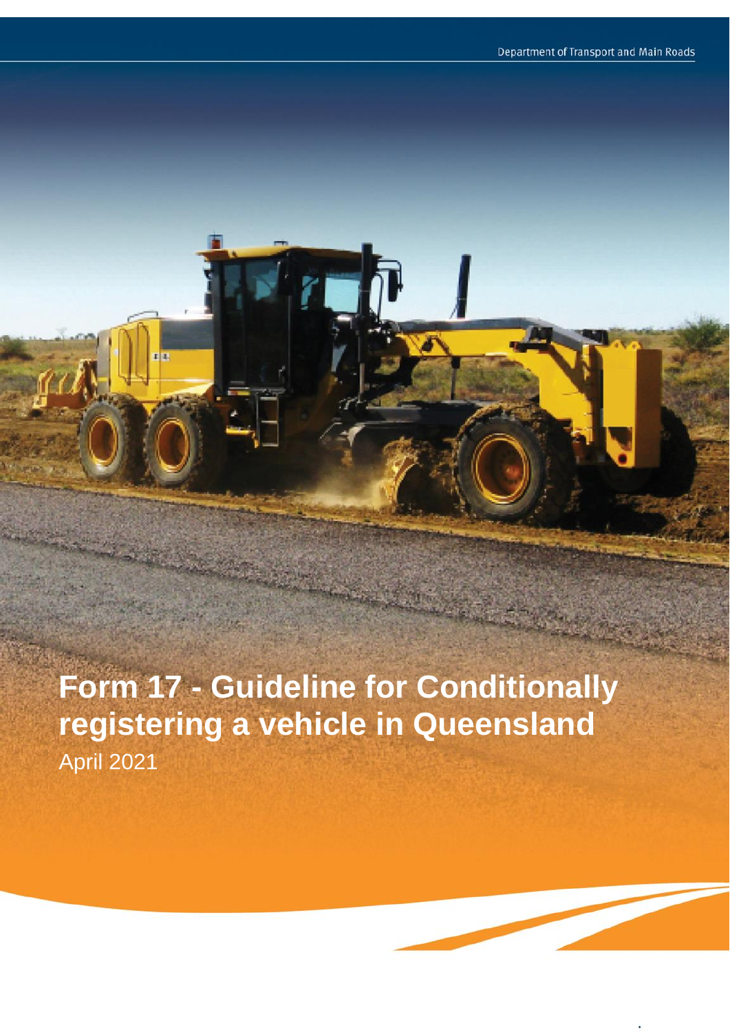Department of Transport and Main Roads

# Form 17 - Guideline for Conditionally registering a vehicle in Queensland

April 2021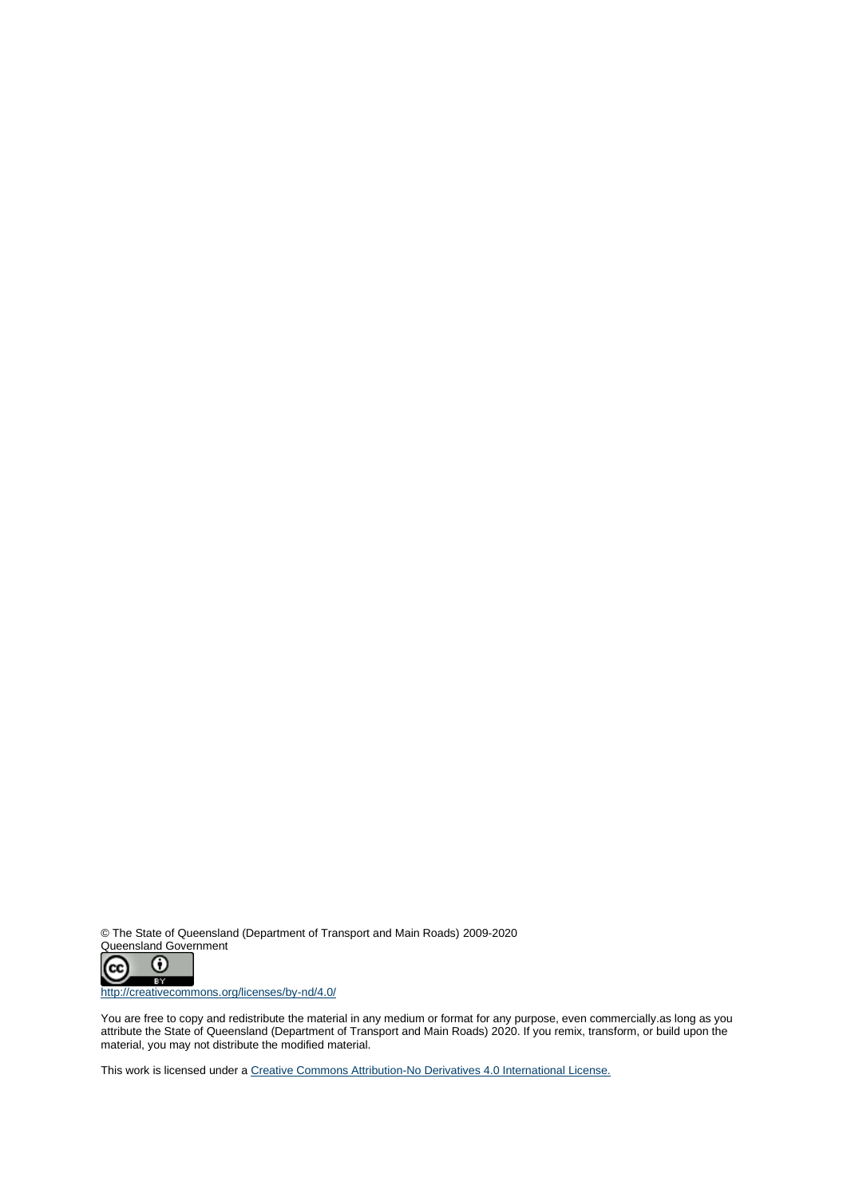© The State of Queensland (Department of Transport and Main Roads) 2009-2020
Queensland Government

http://creativecommons.org/licenses/by-nd/4.0/

You are free to copy and redistribute the material in any medium or format for any purpose, even commercially.as long as you attribute the State of Queensland (Department of Transport and Main Roads) 2020. If you remix, transform, or build upon the material, you may not distribute the modified material.

This work is licensed under a Creative Commons Attribution-No Derivatives 4.0 International License.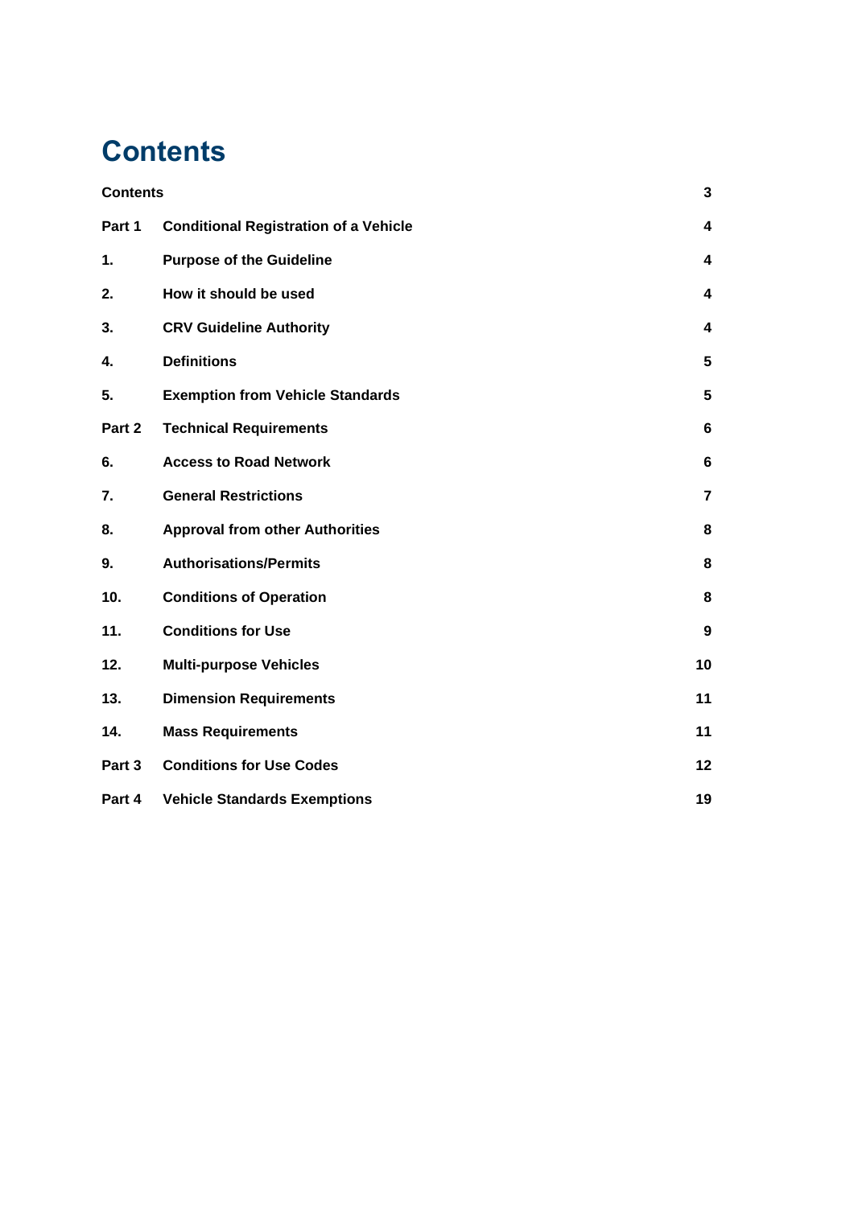# Contents

| | | |
|---|---|---|
| **Contents** | | **3** |
| **Part 1** | **Conditional Registration of a Vehicle** | **4** |
| **1.** | **Purpose of the Guideline** | **4** |
| **2.** | **How it should be used** | **4** |
| **3.** | **CRV Guideline Authority** | **4** |
| **4.** | **Definitions** | **5** |
| **5.** | **Exemption from Vehicle Standards** | **5** |
| **Part 2** | **Technical Requirements** | **6** |
| **6.** | **Access to Road Network** | **6** |
| **7.** | **General Restrictions** | **7** |
| **8.** | **Approval from other Authorities** | **8** |
| **9.** | **Authorisations/Permits** | **8** |
| **10.** | **Conditions of Operation** | **8** |
| **11.** | **Conditions for Use** | **9** |
| **12.** | **Multi-purpose Vehicles** | **10** |
| **13.** | **Dimension Requirements** | **11** |
| **14.** | **Mass Requirements** | **11** |
| **Part 3** | **Conditions for Use Codes** | **12** |
| **Part 4** | **Vehicle Standards Exemptions** | **19** |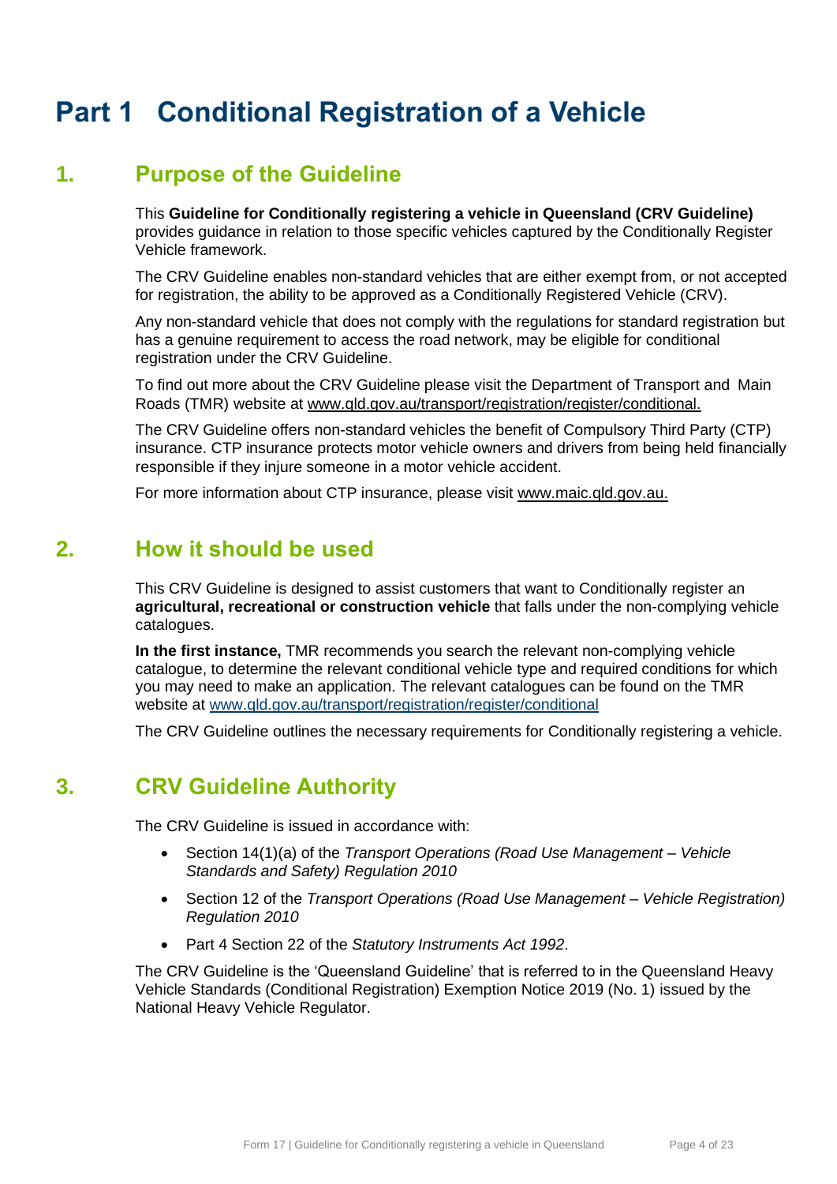# Part 1 Conditional Registration of a Vehicle

## 1. Purpose of the Guideline

This **Guideline for Conditionally registering a vehicle in Queensland (CRV Guideline)** provides guidance in relation to those specific vehicles captured by the Conditionally Register Vehicle framework.

The CRV Guideline enables non-standard vehicles that are either exempt from, or not accepted for registration, the ability to be approved as a Conditionally Registered Vehicle (CRV).

Any non-standard vehicle that does not comply with the regulations for standard registration but has a genuine requirement to access the road network, may be eligible for conditional registration under the CRV Guideline.

To find out more about the CRV Guideline please visit the Department of Transport and Main Roads (TMR) website at www.qld.gov.au/transport/registration/register/conditional.

The CRV Guideline offers non-standard vehicles the benefit of Compulsory Third Party (CTP) insurance. CTP insurance protects motor vehicle owners and drivers from being held financially responsible if they injure someone in a motor vehicle accident.

For more information about CTP insurance, please visit www.maic.qld.gov.au.

## 2. How it should be used

This CRV Guideline is designed to assist customers that want to Conditionally register an **agricultural, recreational or construction vehicle** that falls under the non-complying vehicle catalogues.

**In the first instance,** TMR recommends you search the relevant non-complying vehicle catalogue, to determine the relevant conditional vehicle type and required conditions for which you may need to make an application. The relevant catalogues can be found on the TMR website at www.qld.gov.au/transport/registration/register/conditional

The CRV Guideline outlines the necessary requirements for Conditionally registering a vehicle.

## 3. CRV Guideline Authority

The CRV Guideline is issued in accordance with:

- Section 14(1)(a) of the *Transport Operations (Road Use Management – Vehicle Standards and Safety) Regulation 2010*
- Section 12 of the *Transport Operations (Road Use Management – Vehicle Registration) Regulation 2010*
- Part 4 Section 22 of the *Statutory Instruments Act 1992*.

The CRV Guideline is the 'Queensland Guideline' that is referred to in the Queensland Heavy Vehicle Standards (Conditional Registration) Exemption Notice 2019 (No. 1) issued by the National Heavy Vehicle Regulator.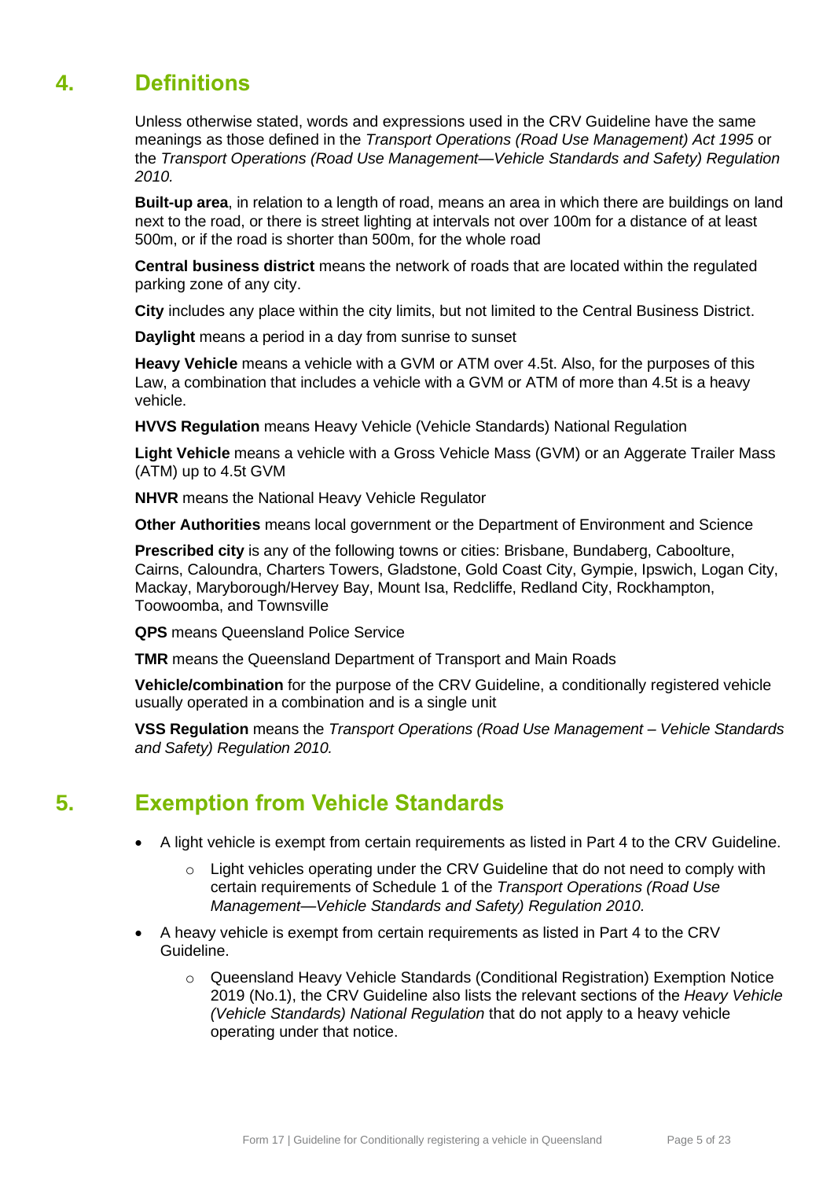## 4. Definitions

Unless otherwise stated, words and expressions used in the CRV Guideline have the same meanings as those defined in the *Transport Operations (Road Use Management) Act 1995* or the *Transport Operations (Road Use Management—Vehicle Standards and Safety) Regulation 2010.*

**Built-up area**, in relation to a length of road, means an area in which there are buildings on land next to the road, or there is street lighting at intervals not over 100m for a distance of at least 500m, or if the road is shorter than 500m, for the whole road

**Central business district** means the network of roads that are located within the regulated parking zone of any city.

**City** includes any place within the city limits, but not limited to the Central Business District.

**Daylight** means a period in a day from sunrise to sunset

**Heavy Vehicle** means a vehicle with a GVM or ATM over 4.5t. Also, for the purposes of this Law, a combination that includes a vehicle with a GVM or ATM of more than 4.5t is a heavy vehicle.

**HVVS Regulation** means Heavy Vehicle (Vehicle Standards) National Regulation

**Light Vehicle** means a vehicle with a Gross Vehicle Mass (GVM) or an Aggerate Trailer Mass (ATM) up to 4.5t GVM

**NHVR** means the National Heavy Vehicle Regulator

**Other Authorities** means local government or the Department of Environment and Science

**Prescribed city** is any of the following towns or cities: Brisbane, Bundaberg, Caboolture, Cairns, Caloundra, Charters Towers, Gladstone, Gold Coast City, Gympie, Ipswich, Logan City, Mackay, Maryborough/Hervey Bay, Mount Isa, Redcliffe, Redland City, Rockhampton, Toowoomba, and Townsville

**QPS** means Queensland Police Service

**TMR** means the Queensland Department of Transport and Main Roads

**Vehicle/combination** for the purpose of the CRV Guideline, a conditionally registered vehicle usually operated in a combination and is a single unit

**VSS Regulation** means the *Transport Operations (Road Use Management – Vehicle Standards and Safety) Regulation 2010.*

## 5. Exemption from Vehicle Standards

- A light vehicle is exempt from certain requirements as listed in Part 4 to the CRV Guideline.
  - Light vehicles operating under the CRV Guideline that do not need to comply with certain requirements of Schedule 1 of the *Transport Operations (Road Use Management—Vehicle Standards and Safety) Regulation 2010.*
- A heavy vehicle is exempt from certain requirements as listed in Part 4 to the CRV Guideline.
  - Queensland Heavy Vehicle Standards (Conditional Registration) Exemption Notice 2019 (No.1), the CRV Guideline also lists the relevant sections of the *Heavy Vehicle (Vehicle Standards) National Regulation* that do not apply to a heavy vehicle operating under that notice.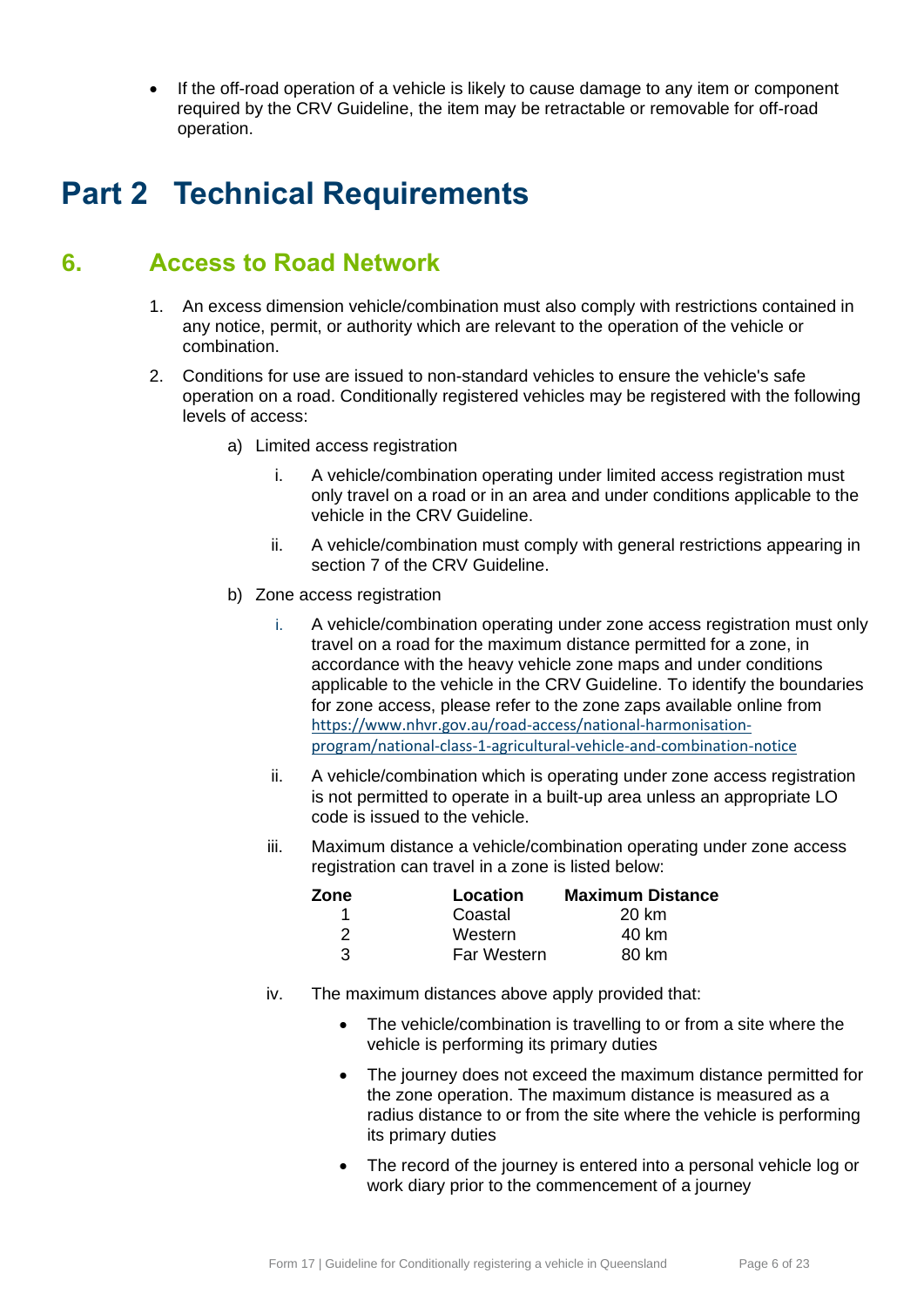- If the off-road operation of a vehicle is likely to cause damage to any item or component required by the CRV Guideline, the item may be retractable or removable for off-road operation.

# Part 2 Technical Requirements

## 6. Access to Road Network

1. An excess dimension vehicle/combination must also comply with restrictions contained in any notice, permit, or authority which are relevant to the operation of the vehicle or combination.

2. Conditions for use are issued to non-standard vehicles to ensure the vehicle's safe operation on a road. Conditionally registered vehicles may be registered with the following levels of access:

   a) Limited access registration

      i. A vehicle/combination operating under limited access registration must only travel on a road or in an area and under conditions applicable to the vehicle in the CRV Guideline.

      ii. A vehicle/combination must comply with general restrictions appearing in section 7 of the CRV Guideline.

   b) Zone access registration

      i. A vehicle/combination operating under zone access registration must only travel on a road for the maximum distance permitted for a zone, in accordance with the heavy vehicle zone maps and under conditions applicable to the vehicle in the CRV Guideline. To identify the boundaries for zone access, please refer to the zone zaps available online from https://www.nhvr.gov.au/road-access/national-harmonisation-program/national-class-1-agricultural-vehicle-and-combination-notice

      ii. A vehicle/combination which is operating under zone access registration is not permitted to operate in a built-up area unless an appropriate LO code is issued to the vehicle.

      iii. Maximum distance a vehicle/combination operating under zone access registration can travel in a zone is listed below:

      | Zone | Location | Maximum Distance |
      |---|---|---|
      | 1 | Coastal | 20 km |
      | 2 | Western | 40 km |
      | 3 | Far Western | 80 km |

      iv. The maximum distances above apply provided that:

         - The vehicle/combination is travelling to or from a site where the vehicle is performing its primary duties
         - The journey does not exceed the maximum distance permitted for the zone operation. The maximum distance is measured as a radius distance to or from the site where the vehicle is performing its primary duties
         - The record of the journey is entered into a personal vehicle log or work diary prior to the commencement of a journey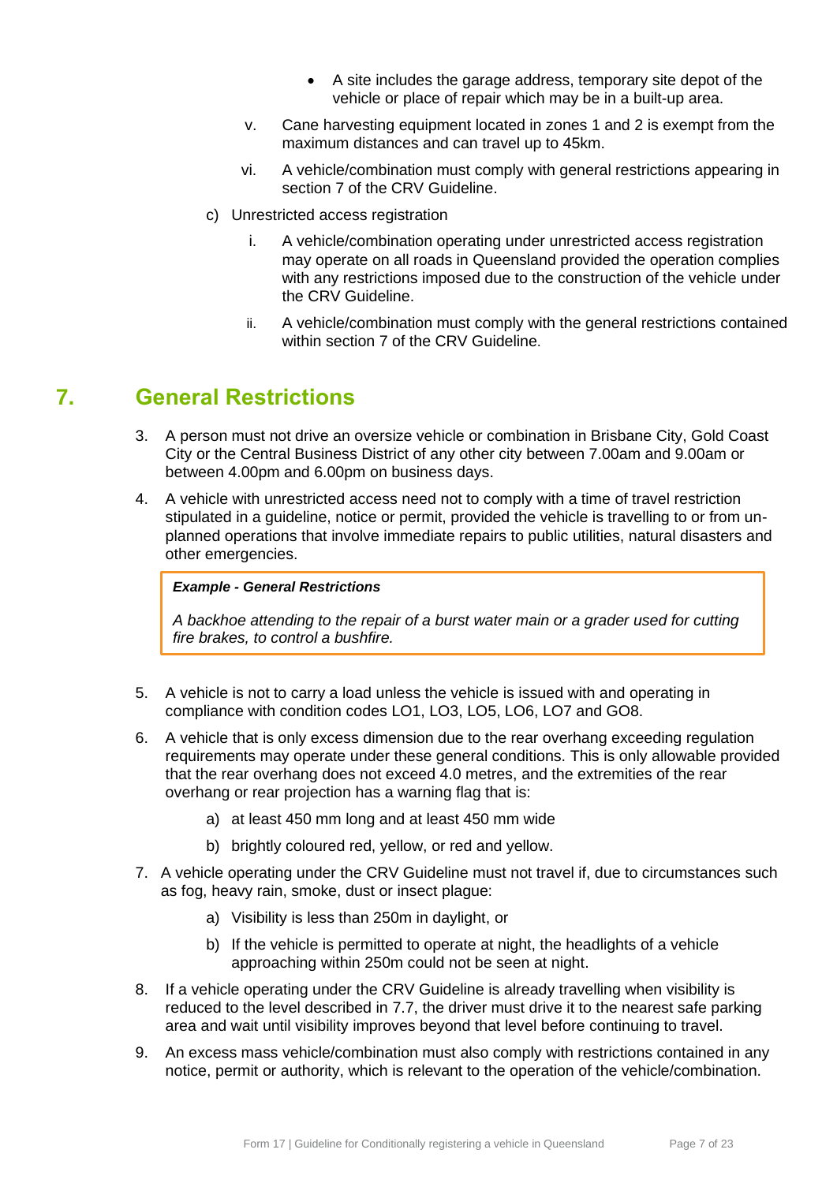- A site includes the garage address, temporary site depot of the vehicle or place of repair which may be in a built-up area.

v. Cane harvesting equipment located in zones 1 and 2 is exempt from the maximum distances and can travel up to 45km.

vi. A vehicle/combination must comply with general restrictions appearing in section 7 of the CRV Guideline.

c) Unrestricted access registration

i. A vehicle/combination operating under unrestricted access registration may operate on all roads in Queensland provided the operation complies with any restrictions imposed due to the construction of the vehicle under the CRV Guideline.

ii. A vehicle/combination must comply with the general restrictions contained within section 7 of the CRV Guideline.

## 7. General Restrictions

3. A person must not drive an oversize vehicle or combination in Brisbane City, Gold Coast City or the Central Business District of any other city between 7.00am and 9.00am or between 4.00pm and 6.00pm on business days.

4. A vehicle with unrestricted access need not to comply with a time of travel restriction stipulated in a guideline, notice or permit, provided the vehicle is travelling to or from un-planned operations that involve immediate repairs to public utilities, natural disasters and other emergencies.

> ***Example - General Restrictions***
>
> *A backhoe attending to the repair of a burst water main or a grader used for cutting fire brakes, to control a bushfire.*

5. A vehicle is not to carry a load unless the vehicle is issued with and operating in compliance with condition codes LO1, LO3, LO5, LO6, LO7 and GO8.

6. A vehicle that is only excess dimension due to the rear overhang exceeding regulation requirements may operate under these general conditions. This is only allowable provided that the rear overhang does not exceed 4.0 metres, and the extremities of the rear overhang or rear projection has a warning flag that is:

   a) at least 450 mm long and at least 450 mm wide

   b) brightly coloured red, yellow, or red and yellow.

7. A vehicle operating under the CRV Guideline must not travel if, due to circumstances such as fog, heavy rain, smoke, dust or insect plague:

   a) Visibility is less than 250m in daylight, or

   b) If the vehicle is permitted to operate at night, the headlights of a vehicle approaching within 250m could not be seen at night.

8. If a vehicle operating under the CRV Guideline is already travelling when visibility is reduced to the level described in 7.7, the driver must drive it to the nearest safe parking area and wait until visibility improves beyond that level before continuing to travel.

9. An excess mass vehicle/combination must also comply with restrictions contained in any notice, permit or authority, which is relevant to the operation of the vehicle/combination.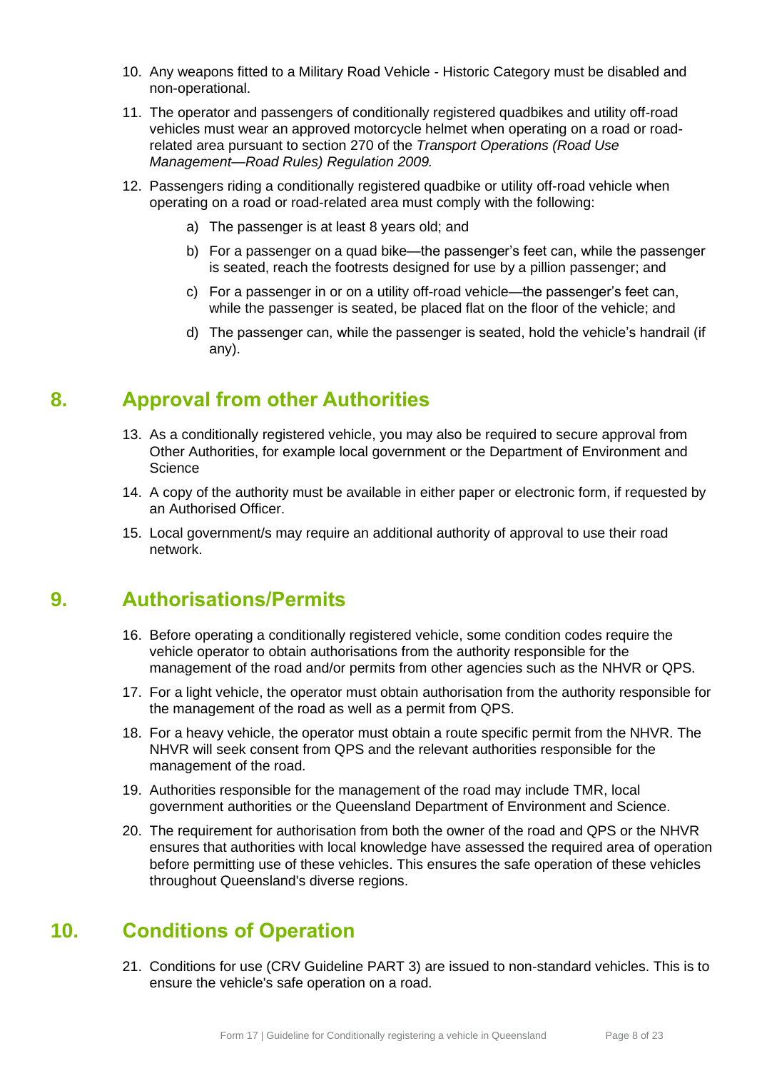10. Any weapons fitted to a Military Road Vehicle - Historic Category must be disabled and non-operational.

11. The operator and passengers of conditionally registered quadbikes and utility off-road vehicles must wear an approved motorcycle helmet when operating on a road or road-related area pursuant to section 270 of the *Transport Operations (Road Use Management—Road Rules) Regulation 2009.*

12. Passengers riding a conditionally registered quadbike or utility off-road vehicle when operating on a road or road-related area must comply with the following:

    a) The passenger is at least 8 years old; and

    b) For a passenger on a quad bike—the passenger's feet can, while the passenger is seated, reach the footrests designed for use by a pillion passenger; and

    c) For a passenger in or on a utility off-road vehicle—the passenger's feet can, while the passenger is seated, be placed flat on the floor of the vehicle; and

    d) The passenger can, while the passenger is seated, hold the vehicle's handrail (if any).

## 8. Approval from other Authorities

13. As a conditionally registered vehicle, you may also be required to secure approval from Other Authorities, for example local government or the Department of Environment and Science

14. A copy of the authority must be available in either paper or electronic form, if requested by an Authorised Officer.

15. Local government/s may require an additional authority of approval to use their road network.

## 9. Authorisations/Permits

16. Before operating a conditionally registered vehicle, some condition codes require the vehicle operator to obtain authorisations from the authority responsible for the management of the road and/or permits from other agencies such as the NHVR or QPS.

17. For a light vehicle, the operator must obtain authorisation from the authority responsible for the management of the road as well as a permit from QPS.

18. For a heavy vehicle, the operator must obtain a route specific permit from the NHVR. The NHVR will seek consent from QPS and the relevant authorities responsible for the management of the road.

19. Authorities responsible for the management of the road may include TMR, local government authorities or the Queensland Department of Environment and Science.

20. The requirement for authorisation from both the owner of the road and QPS or the NHVR ensures that authorities with local knowledge have assessed the required area of operation before permitting use of these vehicles. This ensures the safe operation of these vehicles throughout Queensland's diverse regions.

## 10. Conditions of Operation

21. Conditions for use (CRV Guideline PART 3) are issued to non-standard vehicles. This is to ensure the vehicle's safe operation on a road.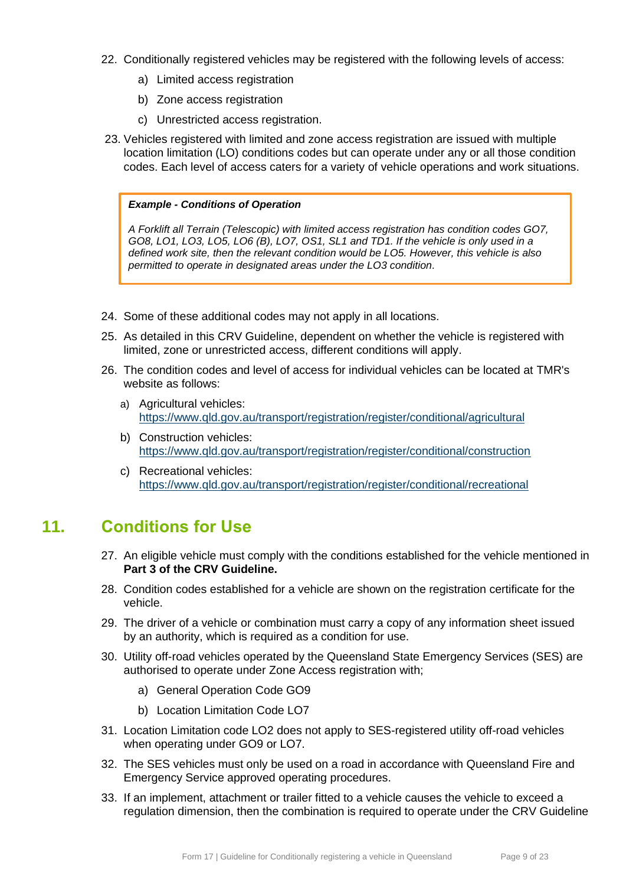22. Conditionally registered vehicles may be registered with the following levels of access:

    a) Limited access registration

    b) Zone access registration

    c) Unrestricted access registration.

23. Vehicles registered with limited and zone access registration are issued with multiple location limitation (LO) conditions codes but can operate under any or all those condition codes. Each level of access caters for a variety of vehicle operations and work situations.

> ***Example - Conditions of Operation***
>
> *A Forklift all Terrain (Telescopic) with limited access registration has condition codes GO7, GO8, LO1, LO3, LO5, LO6 (B), LO7, OS1, SL1 and TD1. If the vehicle is only used in a defined work site, then the relevant condition would be LO5. However, this vehicle is also permitted to operate in designated areas under the LO3 condition.*

24. Some of these additional codes may not apply in all locations.

25. As detailed in this CRV Guideline, dependent on whether the vehicle is registered with limited, zone or unrestricted access, different conditions will apply.

26. The condition codes and level of access for individual vehicles can be located at TMR's website as follows:

    a) Agricultural vehicles: https://www.qld.gov.au/transport/registration/register/conditional/agricultural

    b) Construction vehicles: https://www.qld.gov.au/transport/registration/register/conditional/construction

    c) Recreational vehicles: https://www.qld.gov.au/transport/registration/register/conditional/recreational

# 11. Conditions for Use

27. An eligible vehicle must comply with the conditions established for the vehicle mentioned in **Part 3 of the CRV Guideline.**

28. Condition codes established for a vehicle are shown on the registration certificate for the vehicle.

29. The driver of a vehicle or combination must carry a copy of any information sheet issued by an authority, which is required as a condition for use.

30. Utility off-road vehicles operated by the Queensland State Emergency Services (SES) are authorised to operate under Zone Access registration with;

    a) General Operation Code GO9

    b) Location Limitation Code LO7

31. Location Limitation code LO2 does not apply to SES-registered utility off-road vehicles when operating under GO9 or LO7.

32. The SES vehicles must only be used on a road in accordance with Queensland Fire and Emergency Service approved operating procedures.

33. If an implement, attachment or trailer fitted to a vehicle causes the vehicle to exceed a regulation dimension, then the combination is required to operate under the CRV Guideline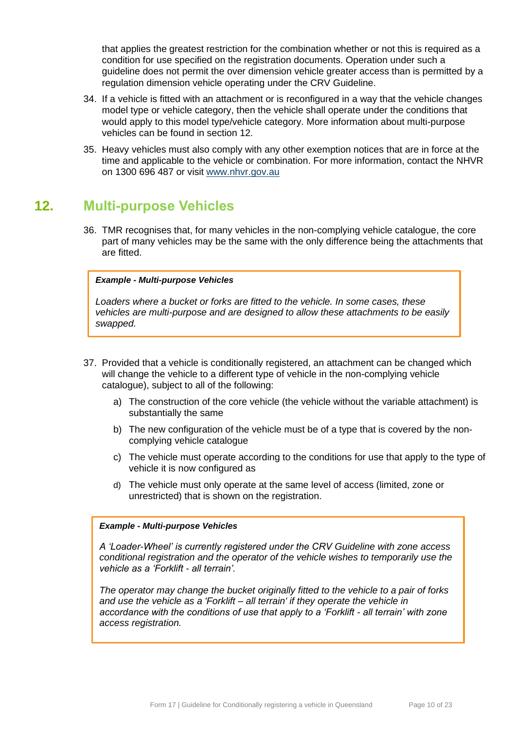that applies the greatest restriction for the combination whether or not this is required as a condition for use specified on the registration documents. Operation under such a guideline does not permit the over dimension vehicle greater access than is permitted by a regulation dimension vehicle operating under the CRV Guideline.

34. If a vehicle is fitted with an attachment or is reconfigured in a way that the vehicle changes model type or vehicle category, then the vehicle shall operate under the conditions that would apply to this model type/vehicle category. More information about multi-purpose vehicles can be found in section 12.

35. Heavy vehicles must also comply with any other exemption notices that are in force at the time and applicable to the vehicle or combination. For more information, contact the NHVR on 1300 696 487 or visit www.nhvr.gov.au

## 12. Multi-purpose Vehicles

36. TMR recognises that, for many vehicles in the non-complying vehicle catalogue, the core part of many vehicles may be the same with the only difference being the attachments that are fitted.

> ***Example - Multi-purpose Vehicles***
>
> *Loaders where a bucket or forks are fitted to the vehicle. In some cases, these vehicles are multi-purpose and are designed to allow these attachments to be easily swapped.*

37. Provided that a vehicle is conditionally registered, an attachment can be changed which will change the vehicle to a different type of vehicle in the non-complying vehicle catalogue), subject to all of the following:

    a) The construction of the core vehicle (the vehicle without the variable attachment) is substantially the same

    b) The new configuration of the vehicle must be of a type that is covered by the non-complying vehicle catalogue

    c) The vehicle must operate according to the conditions for use that apply to the type of vehicle it is now configured as

    d) The vehicle must only operate at the same level of access (limited, zone or unrestricted) that is shown on the registration.

> ***Example - Multi-purpose Vehicles***
>
> *A 'Loader-Wheel' is currently registered under the CRV Guideline with zone access conditional registration and the operator of the vehicle wishes to temporarily use the vehicle as a 'Forklift - all terrain'.*
>
> *The operator may change the bucket originally fitted to the vehicle to a pair of forks and use the vehicle as a 'Forklift – all terrain' if they operate the vehicle in accordance with the conditions of use that apply to a 'Forklift - all terrain' with zone access registration.*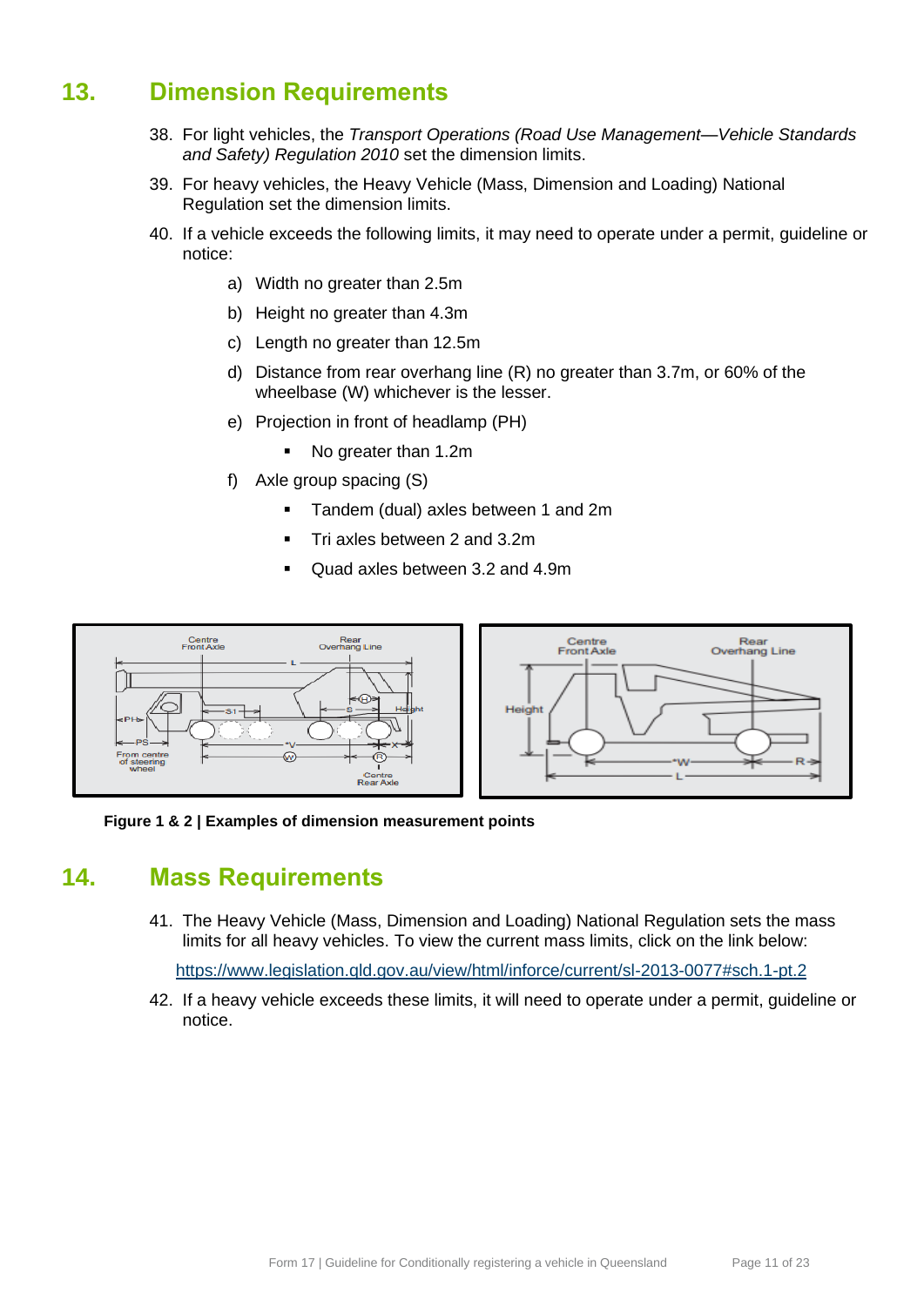## 13. Dimension Requirements

38. For light vehicles, the *Transport Operations (Road Use Management—Vehicle Standards and Safety) Regulation 2010* set the dimension limits.

39. For heavy vehicles, the Heavy Vehicle (Mass, Dimension and Loading) National Regulation set the dimension limits.

40. If a vehicle exceeds the following limits, it may need to operate under a permit, guideline or notice:

    a) Width no greater than 2.5m

    b) Height no greater than 4.3m

    c) Length no greater than 12.5m

    d) Distance from rear overhang line (R) no greater than 3.7m, or 60% of the wheelbase (W) whichever is the lesser.

    e) Projection in front of headlamp (PH)

    - No greater than 1.2m

    f) Axle group spacing (S)

    - Tandem (dual) axles between 1 and 2m
    - Tri axles between 2 and 3.2m
    - Quad axles between 3.2 and 4.9m

**Figure 1 & 2 | Examples of dimension measurement points**

## 14. Mass Requirements

41. The Heavy Vehicle (Mass, Dimension and Loading) National Regulation sets the mass limits for all heavy vehicles. To view the current mass limits, click on the link below:

    https://www.legislation.qld.gov.au/view/html/inforce/current/sl-2013-0077#sch.1-pt.2

42. If a heavy vehicle exceeds these limits, it will need to operate under a permit, guideline or notice.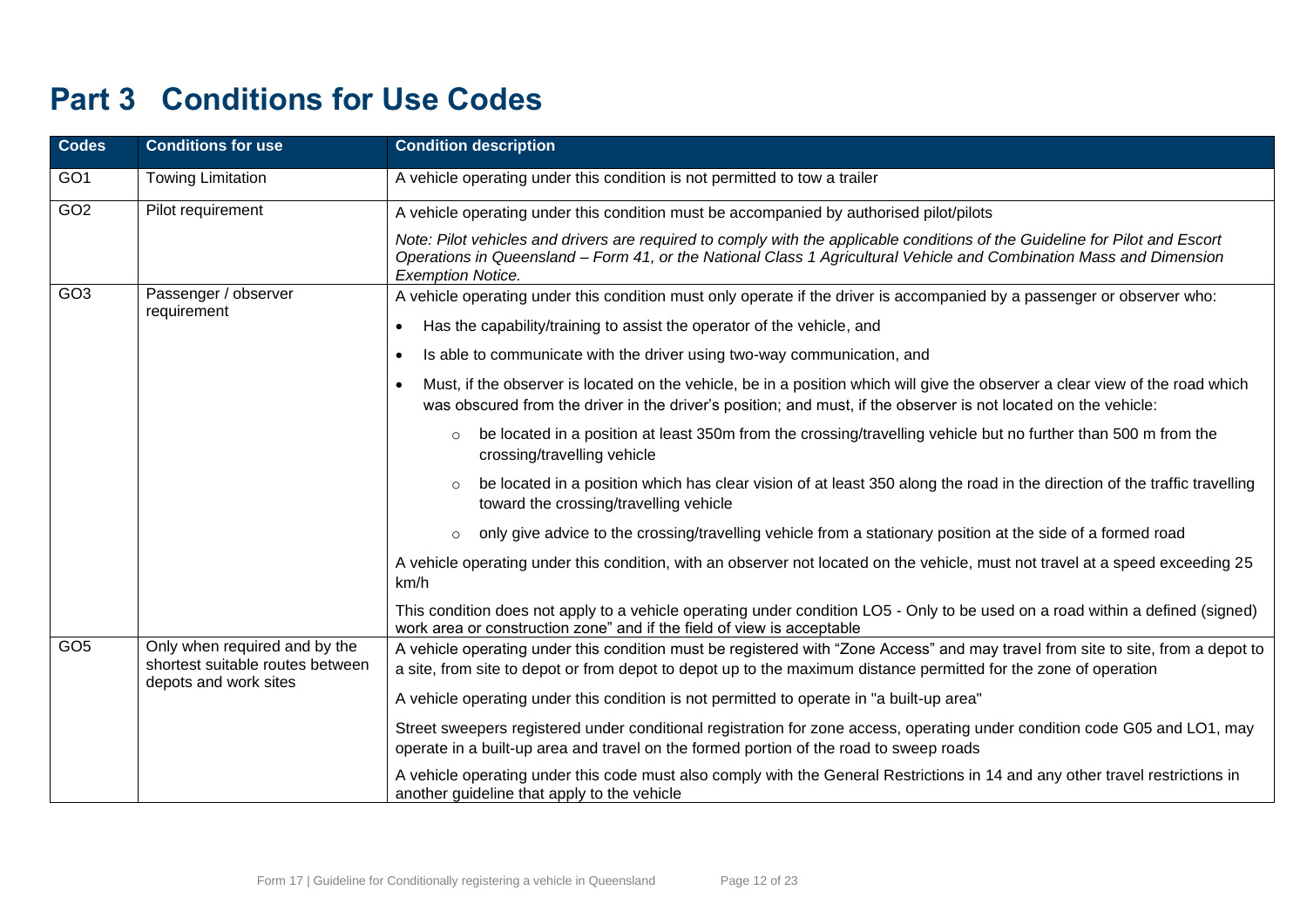# Part 3 Conditions for Use Codes

| Codes | Conditions for use | Condition description |
|---|---|---|
| GO1 | Towing Limitation | A vehicle operating under this condition is not permitted to tow a trailer |
| GO2 | Pilot requirement | A vehicle operating under this condition must be accompanied by authorised pilot/pilots<br><br>*Note: Pilot vehicles and drivers are required to comply with the applicable conditions of the Guideline for Pilot and Escort Operations in Queensland – Form 41, or the National Class 1 Agricultural Vehicle and Combination Mass and Dimension Exemption Notice.* |
| GO3 | Passenger / observer requirement | A vehicle operating under this condition must only operate if the driver is accompanied by a passenger or observer who:<br>• Has the capability/training to assist the operator of the vehicle, and<br>• Is able to communicate with the driver using two-way communication, and<br>• Must, if the observer is located on the vehicle, be in a position which will give the observer a clear view of the road which was obscured from the driver in the driver's position; and must, if the observer is not located on the vehicle:<br>  ○ be located in a position at least 350m from the crossing/travelling vehicle but no further than 500 m from the crossing/travelling vehicle<br>  ○ be located in a position which has clear vision of at least 350 along the road in the direction of the traffic travelling toward the crossing/travelling vehicle<br>  ○ only give advice to the crossing/travelling vehicle from a stationary position at the side of a formed road<br><br>A vehicle operating under this condition, with an observer not located on the vehicle, must not travel at a speed exceeding 25 km/h<br><br>This condition does not apply to a vehicle operating under condition LO5 - Only to be used on a road within a defined (signed) work area or construction zone" and if the field of view is acceptable |
| GO5 | Only when required and by the shortest suitable routes between depots and work sites | A vehicle operating under this condition must be registered with "Zone Access" and may travel from site to site, from a depot to a site, from site to depot or from depot to depot up to the maximum distance permitted for the zone of operation<br><br>A vehicle operating under this condition is not permitted to operate in "a built-up area"<br><br>Street sweepers registered under conditional registration for zone access, operating under condition code G05 and LO1, may operate in a built-up area and travel on the formed portion of the road to sweep roads<br><br>A vehicle operating under this code must also comply with the General Restrictions in 14 and any other travel restrictions in another guideline that apply to the vehicle |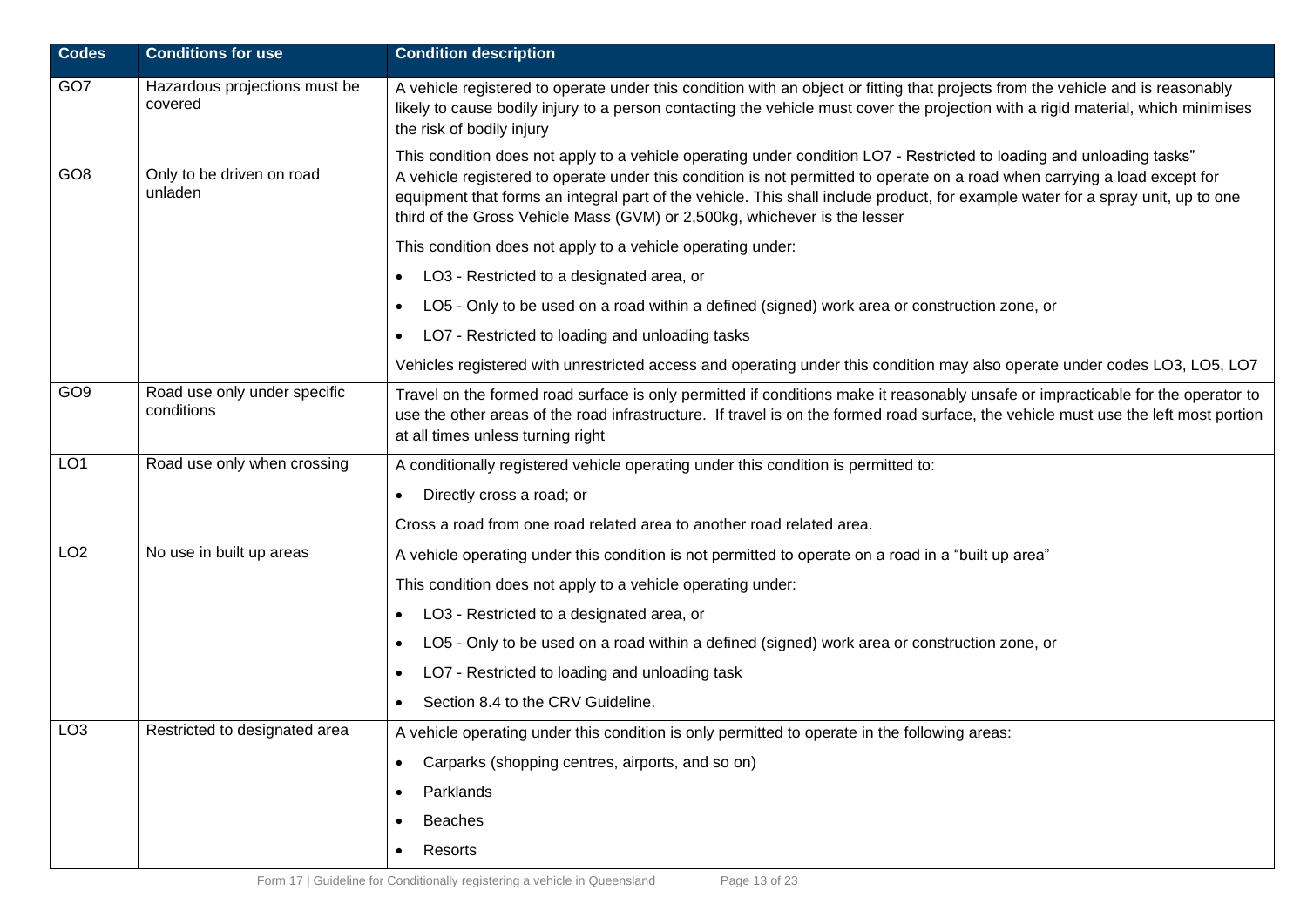| Codes | Conditions for use | Condition description |
|---|---|---|
| GO7 | Hazardous projections must be covered | A vehicle registered to operate under this condition with an object or fitting that projects from the vehicle and is reasonably likely to cause bodily injury to a person contacting the vehicle must cover the projection with a rigid material, which minimises the risk of bodily injury<br><br>This condition does not apply to a vehicle operating under condition LO7 - Restricted to loading and unloading tasks” |
| GO8 | Only to be driven on road unladen | A vehicle registered to operate under this condition is not permitted to operate on a road when carrying a load except for equipment that forms an integral part of the vehicle. This shall include product, for example water for a spray unit, up to one third of the Gross Vehicle Mass (GVM) or 2,500kg, whichever is the lesser<br><br>This condition does not apply to a vehicle operating under:<br>• LO3 - Restricted to a designated area, or<br>• LO5 - Only to be used on a road within a defined (signed) work area or construction zone, or<br>• LO7 - Restricted to loading and unloading tasks<br><br>Vehicles registered with unrestricted access and operating under this condition may also operate under codes LO3, LO5, LO7 |
| GO9 | Road use only under specific conditions | Travel on the formed road surface is only permitted if conditions make it reasonably unsafe or impracticable for the operator to use the other areas of the road infrastructure. If travel is on the formed road surface, the vehicle must use the left most portion at all times unless turning right |
| LO1 | Road use only when crossing | A conditionally registered vehicle operating under this condition is permitted to:<br>• Directly cross a road; or<br><br>Cross a road from one road related area to another road related area. |
| LO2 | No use in built up areas | A vehicle operating under this condition is not permitted to operate on a road in a “built up area”<br><br>This condition does not apply to a vehicle operating under:<br>• LO3 - Restricted to a designated area, or<br>• LO5 - Only to be used on a road within a defined (signed) work area or construction zone, or<br>• LO7 - Restricted to loading and unloading task<br>• Section 8.4 to the CRV Guideline. |
| LO3 | Restricted to designated area | A vehicle operating under this condition is only permitted to operate in the following areas:<br>• Carparks (shopping centres, airports, and so on)<br>• Parklands<br>• Beaches<br>• Resorts |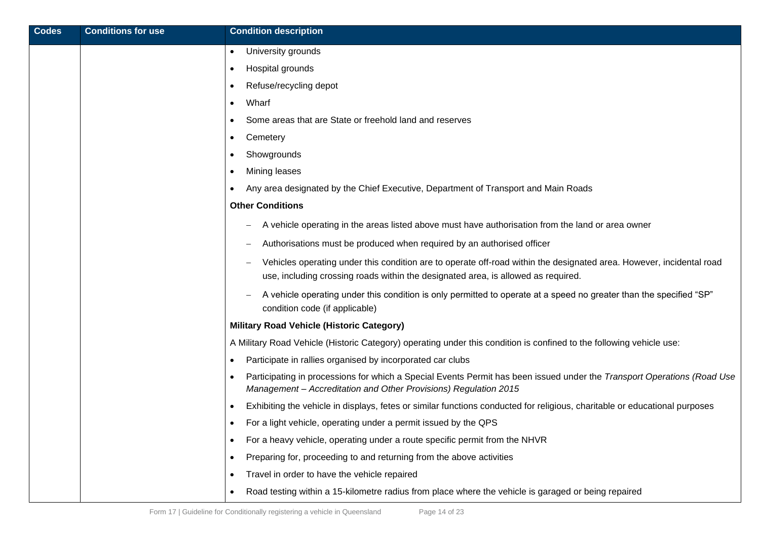| Codes | Conditions for use | Condition description |
|---|---|---|
| | | • University grounds<br>• Hospital grounds<br>• Refuse/recycling depot<br>• Wharf<br>• Some areas that are State or freehold land and reserves<br>• Cemetery<br>• Showgrounds<br>• Mining leases<br>• Any area designated by the Chief Executive, Department of Transport and Main Roads<br>**Other Conditions**<br>– A vehicle operating in the areas listed above must have authorisation from the land or area owner<br>– Authorisations must be produced when required by an authorised officer<br>– Vehicles operating under this condition are to operate off-road within the designated area. However, incidental road use, including crossing roads within the designated area, is allowed as required.<br>– A vehicle operating under this condition is only permitted to operate at a speed no greater than the specified "SP" condition code (if applicable)<br>**Military Road Vehicle (Historic Category)**<br>A Military Road Vehicle (Historic Category) operating under this condition is confined to the following vehicle use:<br>• Participate in rallies organised by incorporated car clubs<br>• Participating in processions for which a Special Events Permit has been issued under the *Transport Operations (Road Use Management – Accreditation and Other Provisions) Regulation 2015*<br>• Exhibiting the vehicle in displays, fetes or similar functions conducted for religious, charitable or educational purposes<br>• For a light vehicle, operating under a permit issued by the QPS<br>• For a heavy vehicle, operating under a route specific permit from the NHVR<br>• Preparing for, proceeding to and returning from the above activities<br>• Travel in order to have the vehicle repaired<br>• Road testing within a 15-kilometre radius from place where the vehicle is garaged or being repaired |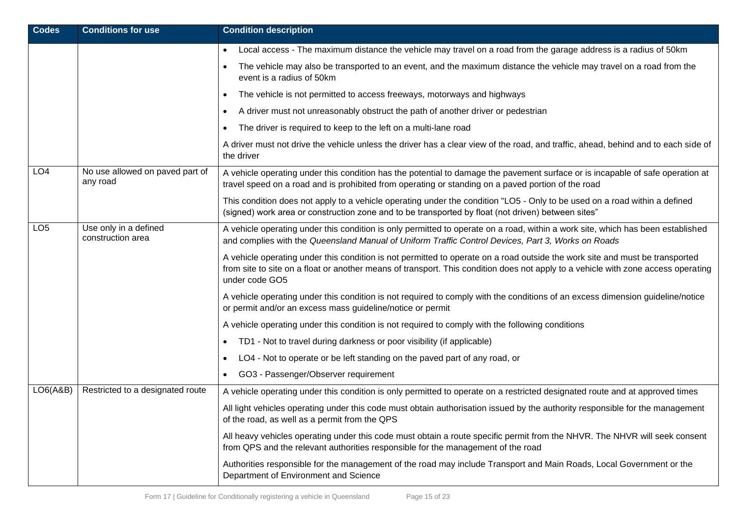| Codes | Conditions for use | Condition description |
|---|---|---|
| | | • Local access - The maximum distance the vehicle may travel on a road from the garage address is a radius of 50km<br>• The vehicle may also be transported to an event, and the maximum distance the vehicle may travel on a road from the event is a radius of 50km<br>• The vehicle is not permitted to access freeways, motorways and highways<br>• A driver must not unreasonably obstruct the path of another driver or pedestrian<br>• The driver is required to keep to the left on a multi-lane road<br><br>A driver must not drive the vehicle unless the driver has a clear view of the road, and traffic, ahead, behind and to each side of the driver |
| LO4 | No use allowed on paved part of any road | A vehicle operating under this condition has the potential to damage the pavement surface or is incapable of safe operation at travel speed on a road and is prohibited from operating or standing on a paved portion of the road<br><br>This condition does not apply to a vehicle operating under the condition "LO5 - Only to be used on a road within a defined (signed) work area or construction zone and to be transported by float (not driven) between sites" |
| LO5 | Use only in a defined construction area | A vehicle operating under this condition is only permitted to operate on a road, within a work site, which has been established and complies with the *Queensland Manual of Uniform Traffic Control Devices, Part 3, Works on Roads*<br><br>A vehicle operating under this condition is not permitted to operate on a road outside the work site and must be transported from site to site on a float or another means of transport. This condition does not apply to a vehicle with zone access operating under code GO5<br><br>A vehicle operating under this condition is not required to comply with the conditions of an excess dimension guideline/notice or permit and/or an excess mass guideline/notice or permit<br><br>A vehicle operating under this condition is not required to comply with the following conditions<br>• TD1 - Not to travel during darkness or poor visibility (if applicable)<br>• LO4 - Not to operate or be left standing on the paved part of any road, or<br>• GO3 - Passenger/Observer requirement |
| LO6(A&B) | Restricted to a designated route | A vehicle operating under this condition is only permitted to operate on a restricted designated route and at approved times<br><br>All light vehicles operating under this code must obtain authorisation issued by the authority responsible for the management of the road, as well as a permit from the QPS<br><br>All heavy vehicles operating under this code must obtain a route specific permit from the NHVR. The NHVR will seek consent from QPS and the relevant authorities responsible for the management of the road<br><br>Authorities responsible for the management of the road may include Transport and Main Roads, Local Government or the Department of Environment and Science |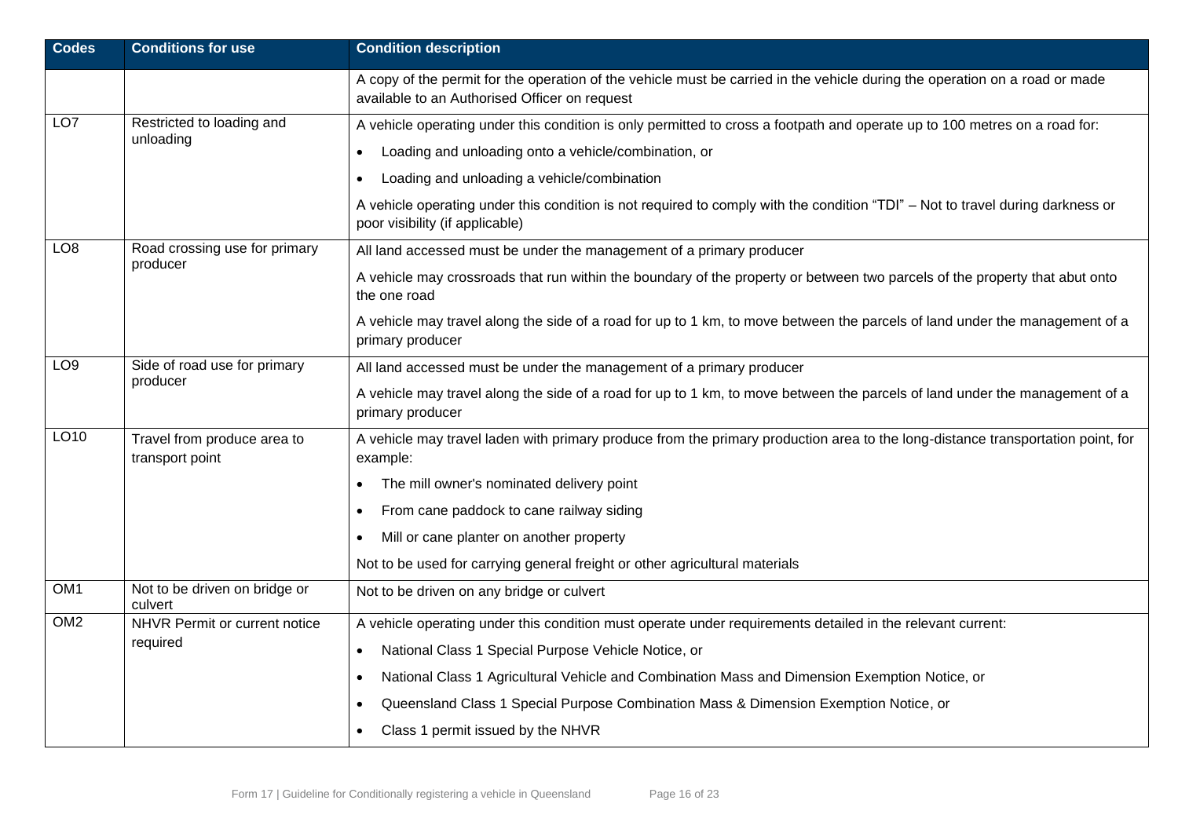| Codes | Conditions for use | Condition description |
|---|---|---|
| | | A copy of the permit for the operation of the vehicle must be carried in the vehicle during the operation on a road or made available to an Authorised Officer on request |
| LO7 | Restricted to loading and unloading | A vehicle operating under this condition is only permitted to cross a footpath and operate up to 100 metres on a road for:<br>• Loading and unloading onto a vehicle/combination, or<br>• Loading and unloading a vehicle/combination<br>A vehicle operating under this condition is not required to comply with the condition "TDI" – Not to travel during darkness or poor visibility (if applicable) |
| LO8 | Road crossing use for primary producer | All land accessed must be under the management of a primary producer<br>A vehicle may crossroads that run within the boundary of the property or between two parcels of the property that abut onto the one road<br>A vehicle may travel along the side of a road for up to 1 km, to move between the parcels of land under the management of a primary producer |
| LO9 | Side of road use for primary producer | All land accessed must be under the management of a primary producer<br>A vehicle may travel along the side of a road for up to 1 km, to move between the parcels of land under the management of a primary producer |
| LO10 | Travel from produce area to transport point | A vehicle may travel laden with primary produce from the primary production area to the long-distance transportation point, for example:<br>• The mill owner's nominated delivery point<br>• From cane paddock to cane railway siding<br>• Mill or cane planter on another property<br>Not to be used for carrying general freight or other agricultural materials |
| OM1 | Not to be driven on bridge or culvert | Not to be driven on any bridge or culvert |
| OM2 | NHVR Permit or current notice required | A vehicle operating under this condition must operate under requirements detailed in the relevant current:<br>• National Class 1 Special Purpose Vehicle Notice, or<br>• National Class 1 Agricultural Vehicle and Combination Mass and Dimension Exemption Notice, or<br>• Queensland Class 1 Special Purpose Combination Mass & Dimension Exemption Notice, or<br>• Class 1 permit issued by the NHVR |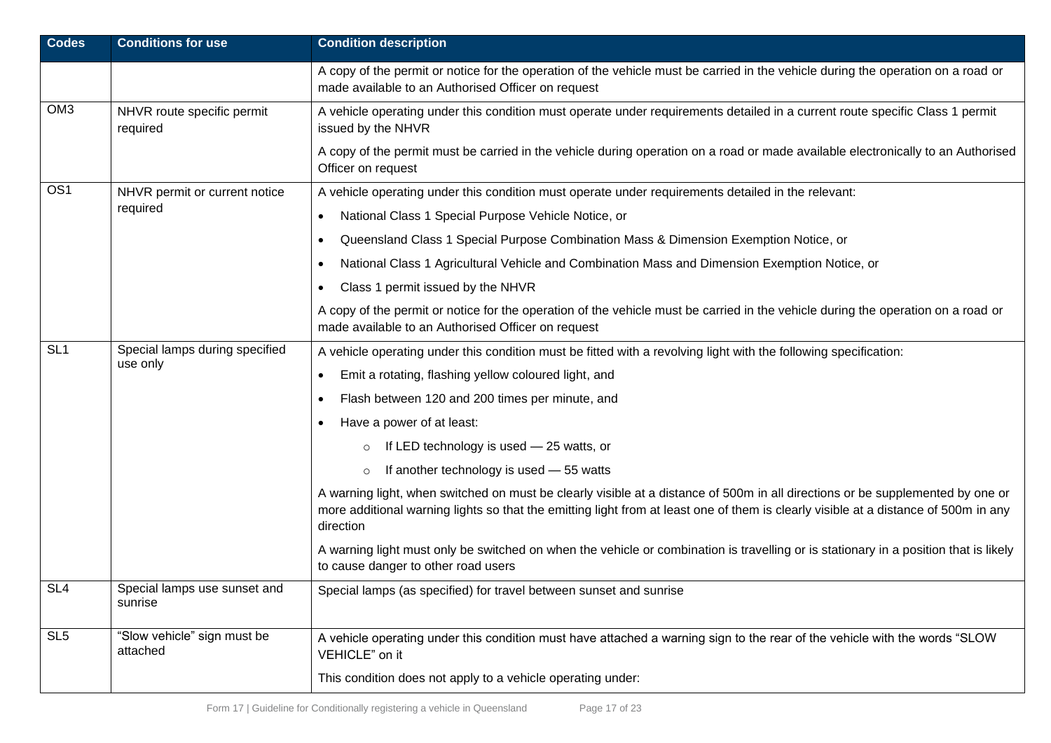| Codes | Conditions for use | Condition description |
| --- | --- | --- |
| | | A copy of the permit or notice for the operation of the vehicle must be carried in the vehicle during the operation on a road or made available to an Authorised Officer on request |
| OM3 | NHVR route specific permit required | A vehicle operating under this condition must operate under requirements detailed in a current route specific Class 1 permit issued by the NHVR<br><br>A copy of the permit must be carried in the vehicle during operation on a road or made available electronically to an Authorised Officer on request |
| OS1 | NHVR permit or current notice required | A vehicle operating under this condition must operate under requirements detailed in the relevant:<br>• National Class 1 Special Purpose Vehicle Notice, or<br>• Queensland Class 1 Special Purpose Combination Mass & Dimension Exemption Notice, or<br>• National Class 1 Agricultural Vehicle and Combination Mass and Dimension Exemption Notice, or<br>• Class 1 permit issued by the NHVR<br><br>A copy of the permit or notice for the operation of the vehicle must be carried in the vehicle during the operation on a road or made available to an Authorised Officer on request |
| SL1 | Special lamps during specified use only | A vehicle operating under this condition must be fitted with a revolving light with the following specification:<br>• Emit a rotating, flashing yellow coloured light, and<br>• Flash between 120 and 200 times per minute, and<br>• Have a power of at least:<br>  ○ If LED technology is used — 25 watts, or<br>  ○ If another technology is used — 55 watts<br><br>A warning light, when switched on must be clearly visible at a distance of 500m in all directions or be supplemented by one or more additional warning lights so that the emitting light from at least one of them is clearly visible at a distance of 500m in any direction<br><br>A warning light must only be switched on when the vehicle or combination is travelling or is stationary in a position that is likely to cause danger to other road users |
| SL4 | Special lamps use sunset and sunrise | Special lamps (as specified) for travel between sunset and sunrise |
| SL5 | "Slow vehicle" sign must be attached | A vehicle operating under this condition must have attached a warning sign to the rear of the vehicle with the words "SLOW VEHICLE" on it<br><br>This condition does not apply to a vehicle operating under: |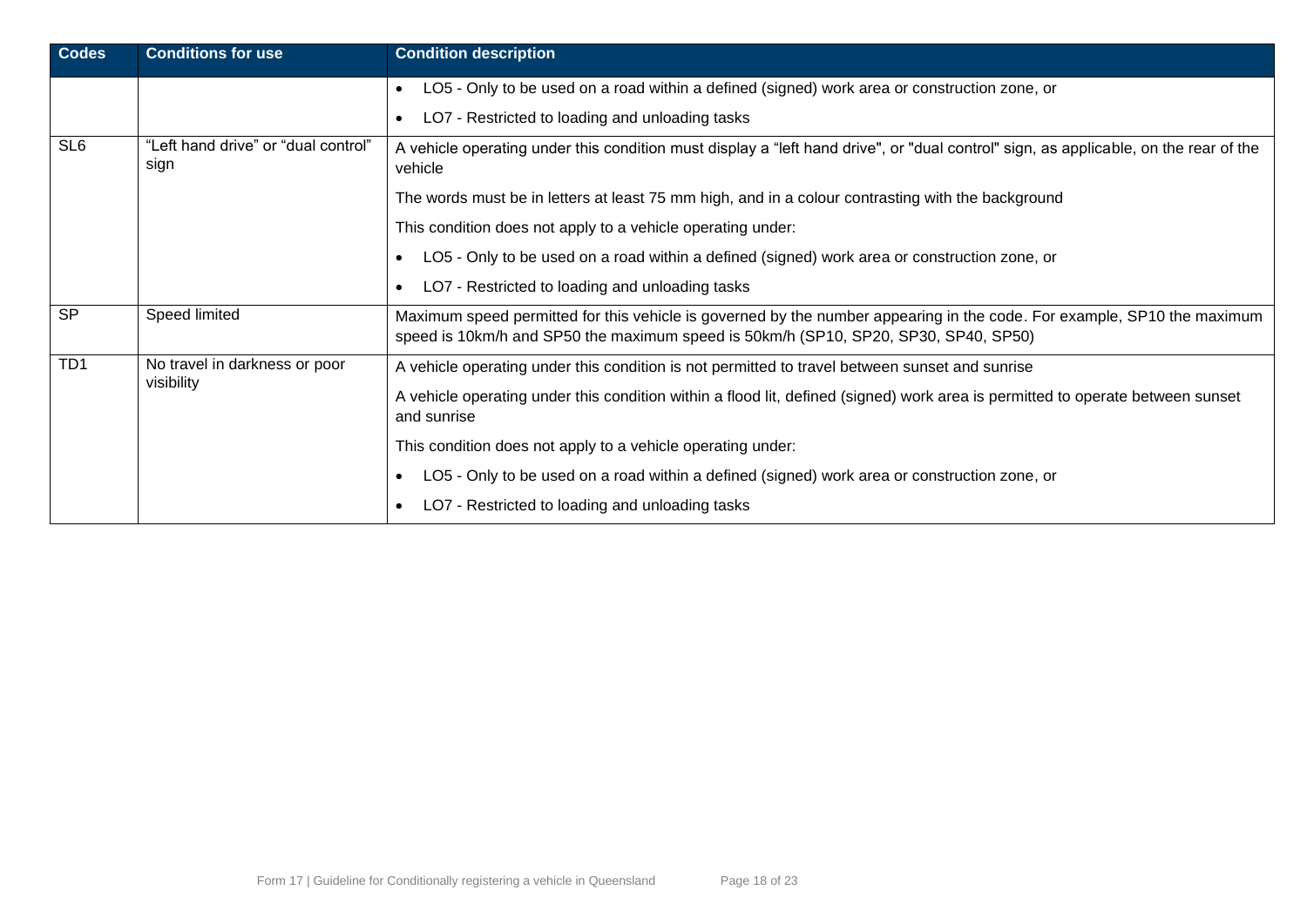| Codes | Conditions for use | Condition description |
|---|---|---|
| | | • LO5 - Only to be used on a road within a defined (signed) work area or construction zone, or<br>• LO7 - Restricted to loading and unloading tasks |
| SL6 | "Left hand drive" or "dual control" sign | A vehicle operating under this condition must display a "left hand drive", or "dual control" sign, as applicable, on the rear of the vehicle<br>The words must be in letters at least 75 mm high, and in a colour contrasting with the background<br>This condition does not apply to a vehicle operating under:<br>• LO5 - Only to be used on a road within a defined (signed) work area or construction zone, or<br>• LO7 - Restricted to loading and unloading tasks |
| SP | Speed limited | Maximum speed permitted for this vehicle is governed by the number appearing in the code. For example, SP10 the maximum speed is 10km/h and SP50 the maximum speed is 50km/h (SP10, SP20, SP30, SP40, SP50) |
| TD1 | No travel in darkness or poor visibility | A vehicle operating under this condition is not permitted to travel between sunset and sunrise<br>A vehicle operating under this condition within a flood lit, defined (signed) work area is permitted to operate between sunset and sunrise<br>This condition does not apply to a vehicle operating under:<br>• LO5 - Only to be used on a road within a defined (signed) work area or construction zone, or<br>• LO7 - Restricted to loading and unloading tasks |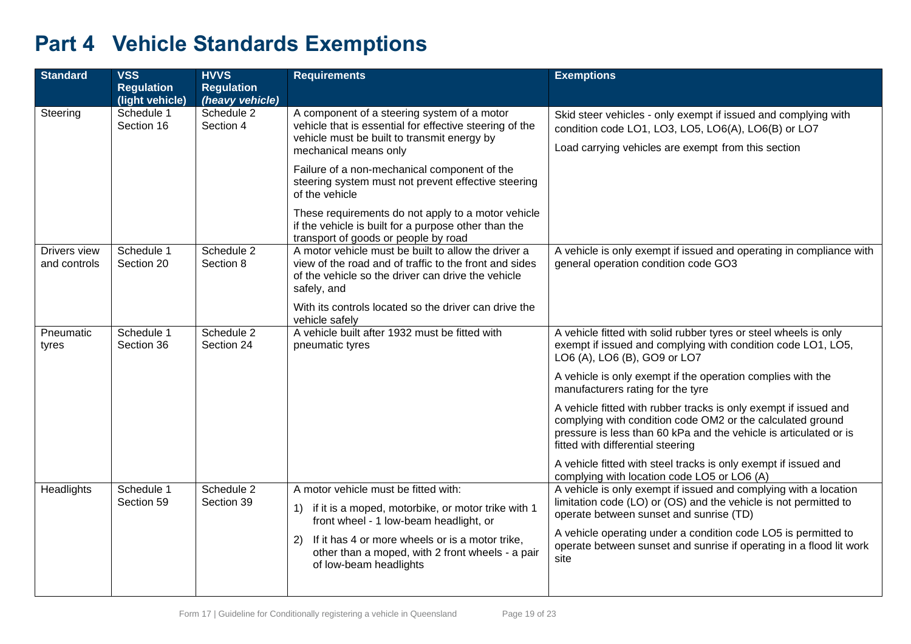# Part 4 Vehicle Standards Exemptions

| Standard | VSS Regulation (light vehicle) | HVVS Regulation *(heavy vehicle)* | Requirements | Exemptions |
|---|---|---|---|---|
| Steering | Schedule 1 Section 16 | Schedule 2 Section 4 | A component of a steering system of a motor vehicle that is essential for effective steering of the vehicle must be built to transmit energy by mechanical means only<br><br>Failure of a non-mechanical component of the steering system must not prevent effective steering of the vehicle<br><br>These requirements do not apply to a motor vehicle if the vehicle is built for a purpose other than the transport of goods or people by road | Skid steer vehicles - only exempt if issued and complying with condition code LO1, LO3, LO5, LO6(A), LO6(B) or LO7<br><br>Load carrying vehicles are exempt from this section |
| Drivers view and controls | Schedule 1 Section 20 | Schedule 2 Section 8 | A motor vehicle must be built to allow the driver a view of the road and of traffic to the front and sides of the vehicle so the driver can drive the vehicle safely, and<br><br>With its controls located so the driver can drive the vehicle safely | A vehicle is only exempt if issued and operating in compliance with general operation condition code GO3 |
| Pneumatic tyres | Schedule 1 Section 36 | Schedule 2 Section 24 | A vehicle built after 1932 must be fitted with pneumatic tyres | A vehicle fitted with solid rubber tyres or steel wheels is only exempt if issued and complying with condition code LO1, LO5, LO6 (A), LO6 (B), GO9 or LO7<br><br>A vehicle is only exempt if the operation complies with the manufacturers rating for the tyre<br><br>A vehicle fitted with rubber tracks is only exempt if issued and complying with condition code OM2 or the calculated ground pressure is less than 60 kPa and the vehicle is articulated or is fitted with differential steering<br><br>A vehicle fitted with steel tracks is only exempt if issued and complying with location code LO5 or LO6 (A) |
| Headlights | Schedule 1 Section 59 | Schedule 2 Section 39 | A motor vehicle must be fitted with:<br><br>1) if it is a moped, motorbike, or motor trike with 1 front wheel - 1 low-beam headlight, or<br><br>2) If it has 4 or more wheels or is a motor trike, other than a moped, with 2 front wheels - a pair of low-beam headlights | A vehicle is only exempt if issued and complying with a location limitation code (LO) or (OS) and the vehicle is not permitted to operate between sunset and sunrise (TD)<br><br>A vehicle operating under a condition code LO5 is permitted to operate between sunset and sunrise if operating in a flood lit work site |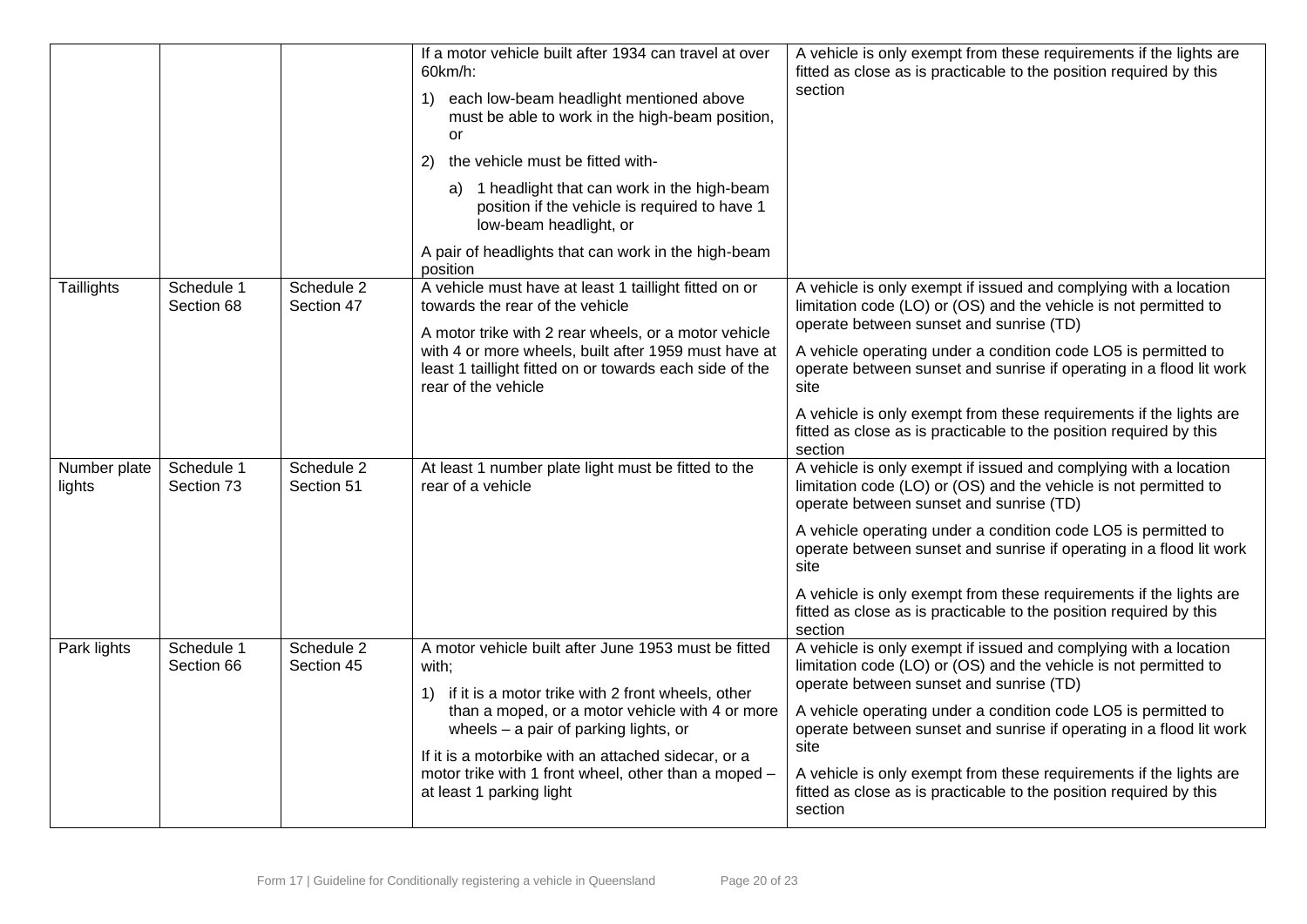| | | | | |
|---|---|---|---|---|
| | | | If a motor vehicle built after 1934 can travel at over 60km/h:<br>1) each low-beam headlight mentioned above must be able to work in the high-beam position, or<br>2) the vehicle must be fitted with-<br>a) 1 headlight that can work in the high-beam position if the vehicle is required to have 1 low-beam headlight, or<br>A pair of headlights that can work in the high-beam position | A vehicle is only exempt from these requirements if the lights are fitted as close as is practicable to the position required by this section |
| Taillights | Schedule 1 Section 68 | Schedule 2 Section 47 | A vehicle must have at least 1 taillight fitted on or towards the rear of the vehicle<br>A motor trike with 2 rear wheels, or a motor vehicle with 4 or more wheels, built after 1959 must have at least 1 taillight fitted on or towards each side of the rear of the vehicle | A vehicle is only exempt if issued and complying with a location limitation code (LO) or (OS) and the vehicle is not permitted to operate between sunset and sunrise (TD)<br>A vehicle operating under a condition code LO5 is permitted to operate between sunset and sunrise if operating in a flood lit work site<br>A vehicle is only exempt from these requirements if the lights are fitted as close as is practicable to the position required by this section |
| Number plate lights | Schedule 1 Section 73 | Schedule 2 Section 51 | At least 1 number plate light must be fitted to the rear of a vehicle | A vehicle is only exempt if issued and complying with a location limitation code (LO) or (OS) and the vehicle is not permitted to operate between sunset and sunrise (TD)<br>A vehicle operating under a condition code LO5 is permitted to operate between sunset and sunrise if operating in a flood lit work site<br>A vehicle is only exempt from these requirements if the lights are fitted as close as is practicable to the position required by this section |
| Park lights | Schedule 1 Section 66 | Schedule 2 Section 45 | A motor vehicle built after June 1953 must be fitted with;<br>1) if it is a motor trike with 2 front wheels, other than a moped, or a motor vehicle with 4 or more wheels – a pair of parking lights, or<br>If it is a motorbike with an attached sidecar, or a motor trike with 1 front wheel, other than a moped – at least 1 parking light | A vehicle is only exempt if issued and complying with a location limitation code (LO) or (OS) and the vehicle is not permitted to operate between sunset and sunrise (TD)<br>A vehicle operating under a condition code LO5 is permitted to operate between sunset and sunrise if operating in a flood lit work site<br>A vehicle is only exempt from these requirements if the lights are fitted as close as is practicable to the position required by this section |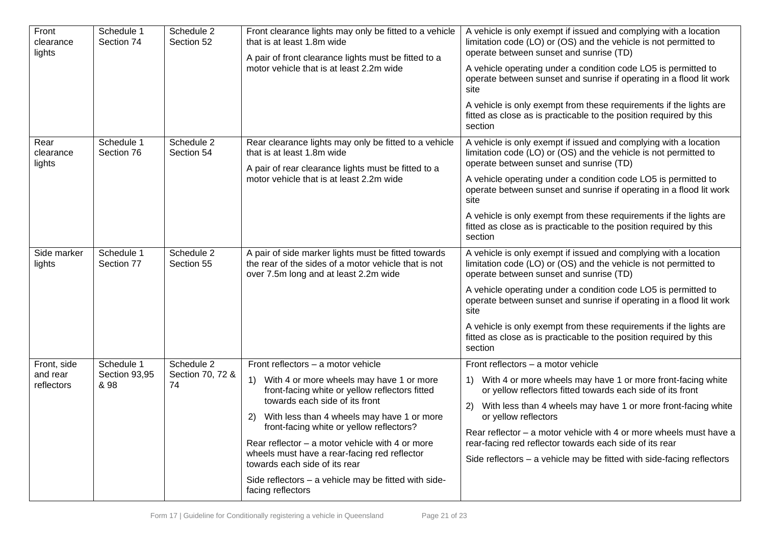| Front clearance lights | Schedule 1 Section 74 | Schedule 2 Section 52 | Front clearance lights may only be fitted to a vehicle that is at least 1.8m wide<br><br>A pair of front clearance lights must be fitted to a motor vehicle that is at least 2.2m wide | A vehicle is only exempt if issued and complying with a location limitation code (LO) or (OS) and the vehicle is not permitted to operate between sunset and sunrise (TD)<br><br>A vehicle operating under a condition code LO5 is permitted to operate between sunset and sunrise if operating in a flood lit work site<br><br>A vehicle is only exempt from these requirements if the lights are fitted as close as is practicable to the position required by this section |
|---|---|---|---|---|
| Rear clearance lights | Schedule 1 Section 76 | Schedule 2 Section 54 | Rear clearance lights may only be fitted to a vehicle that is at least 1.8m wide<br><br>A pair of rear clearance lights must be fitted to a motor vehicle that is at least 2.2m wide | A vehicle is only exempt if issued and complying with a location limitation code (LO) or (OS) and the vehicle is not permitted to operate between sunset and sunrise (TD)<br><br>A vehicle operating under a condition code LO5 is permitted to operate between sunset and sunrise if operating in a flood lit work site<br><br>A vehicle is only exempt from these requirements if the lights are fitted as close as is practicable to the position required by this section |
| Side marker lights | Schedule 1 Section 77 | Schedule 2 Section 55 | A pair of side marker lights must be fitted towards the rear of the sides of a motor vehicle that is not over 7.5m long and at least 2.2m wide | A vehicle is only exempt if issued and complying with a location limitation code (LO) or (OS) and the vehicle is not permitted to operate between sunset and sunrise (TD)<br><br>A vehicle operating under a condition code LO5 is permitted to operate between sunset and sunrise if operating in a flood lit work site<br><br>A vehicle is only exempt from these requirements if the lights are fitted as close as is practicable to the position required by this section |
| Front, side and rear reflectors | Schedule 1 Section 93,95 & 98 | Schedule 2 Section 70, 72 & 74 | Front reflectors – a motor vehicle<br><br>1) With 4 or more wheels may have 1 or more front-facing white or yellow reflectors fitted towards each side of its front<br><br>2) With less than 4 wheels may have 1 or more front-facing white or yellow reflectors?<br><br>Rear reflector – a motor vehicle with 4 or more wheels must have a rear-facing red reflector towards each side of its rear<br><br>Side reflectors – a vehicle may be fitted with side-facing reflectors | Front reflectors – a motor vehicle<br><br>1) With 4 or more wheels may have 1 or more front-facing white or yellow reflectors fitted towards each side of its front<br><br>2) With less than 4 wheels may have 1 or more front-facing white or yellow reflectors<br><br>Rear reflector – a motor vehicle with 4 or more wheels must have a rear-facing red reflector towards each side of its rear<br><br>Side reflectors – a vehicle may be fitted with side-facing reflectors |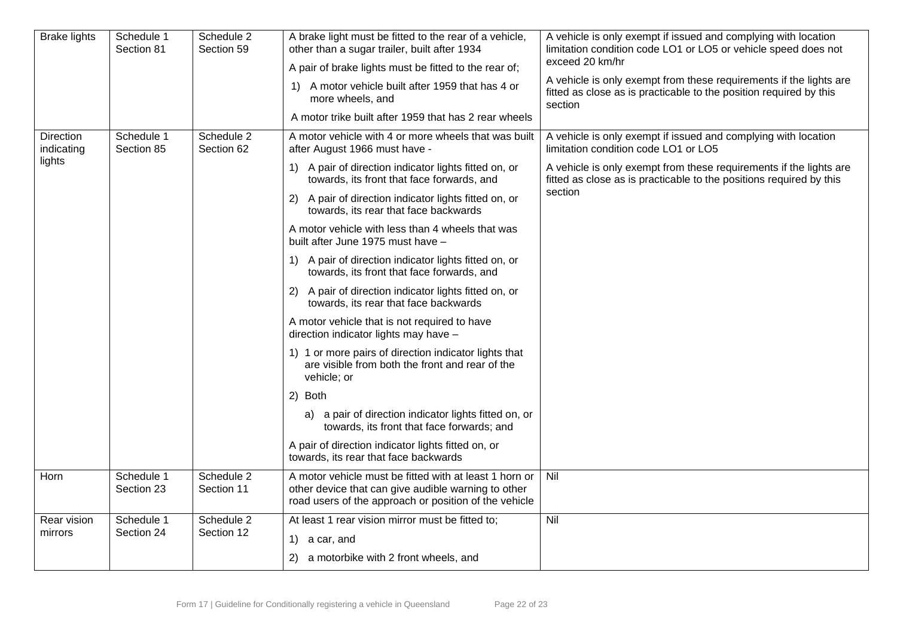| Brake lights | Schedule 1 Section 81 | Schedule 2 Section 59 | A brake light must be fitted to the rear of a vehicle, other than a sugar trailer, built after 1934<br>A pair of brake lights must be fitted to the rear of;<br>1) A motor vehicle built after 1959 that has 4 or more wheels, and<br>A motor trike built after 1959 that has 2 rear wheels | A vehicle is only exempt if issued and complying with location limitation condition code LO1 or LO5 or vehicle speed does not exceed 20 km/hr<br>A vehicle is only exempt from these requirements if the lights are fitted as close as is practicable to the position required by this section |
|---|---|---|---|---|
| Direction indicating lights | Schedule 1 Section 85 | Schedule 2 Section 62 | A motor vehicle with 4 or more wheels that was built after August 1966 must have -<br>1) A pair of direction indicator lights fitted on, or towards, its front that face forwards, and<br>2) A pair of direction indicator lights fitted on, or towards, its rear that face backwards<br>A motor vehicle with less than 4 wheels that was built after June 1975 must have –<br>1) A pair of direction indicator lights fitted on, or towards, its front that face forwards, and<br>2) A pair of direction indicator lights fitted on, or towards, its rear that face backwards<br>A motor vehicle that is not required to have direction indicator lights may have –<br>1) 1 or more pairs of direction indicator lights that are visible from both the front and rear of the vehicle; or<br>2) Both<br>a) a pair of direction indicator lights fitted on, or towards, its front that face forwards; and<br>A pair of direction indicator lights fitted on, or towards, its rear that face backwards | A vehicle is only exempt if issued and complying with location limitation condition code LO1 or LO5<br>A vehicle is only exempt from these requirements if the lights are fitted as close as is practicable to the positions required by this section |
| Horn | Schedule 1 Section 23 | Schedule 2 Section 11 | A motor vehicle must be fitted with at least 1 horn or other device that can give audible warning to other road users of the approach or position of the vehicle | Nil |
| Rear vision mirrors | Schedule 1 Section 24 | Schedule 2 Section 12 | At least 1 rear vision mirror must be fitted to;<br>1) a car, and<br>2) a motorbike with 2 front wheels, and | Nil |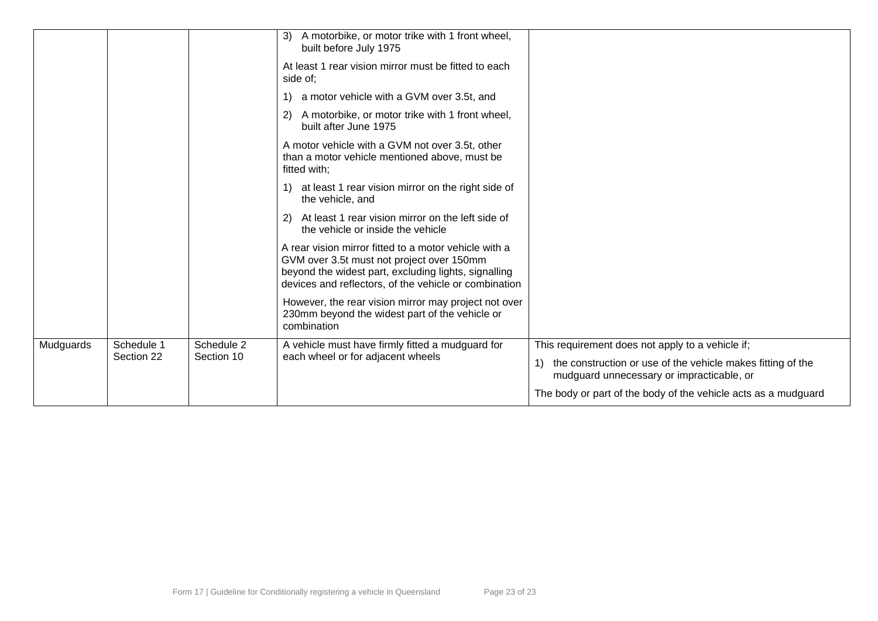| | | | | |
|---|---|---|---|---|
| | | | 3) A motorbike, or motor trike with 1 front wheel, built before July 1975<br><br>At least 1 rear vision mirror must be fitted to each side of;<br><br>1) a motor vehicle with a GVM over 3.5t, and<br><br>2) A motorbike, or motor trike with 1 front wheel, built after June 1975<br><br>A motor vehicle with a GVM not over 3.5t, other than a motor vehicle mentioned above, must be fitted with;<br><br>1) at least 1 rear vision mirror on the right side of the vehicle, and<br><br>2) At least 1 rear vision mirror on the left side of the vehicle or inside the vehicle<br><br>A rear vision mirror fitted to a motor vehicle with a GVM over 3.5t must not project over 150mm beyond the widest part, excluding lights, signalling devices and reflectors, of the vehicle or combination<br><br>However, the rear vision mirror may project not over 230mm beyond the widest part of the vehicle or combination | |
| Mudguards | Schedule 1 Section 22 | Schedule 2 Section 10 | A vehicle must have firmly fitted a mudguard for each wheel or for adjacent wheels | This requirement does not apply to a vehicle if;<br><br>1) the construction or use of the vehicle makes fitting of the mudguard unnecessary or impracticable, or<br><br>The body or part of the body of the vehicle acts as a mudguard |